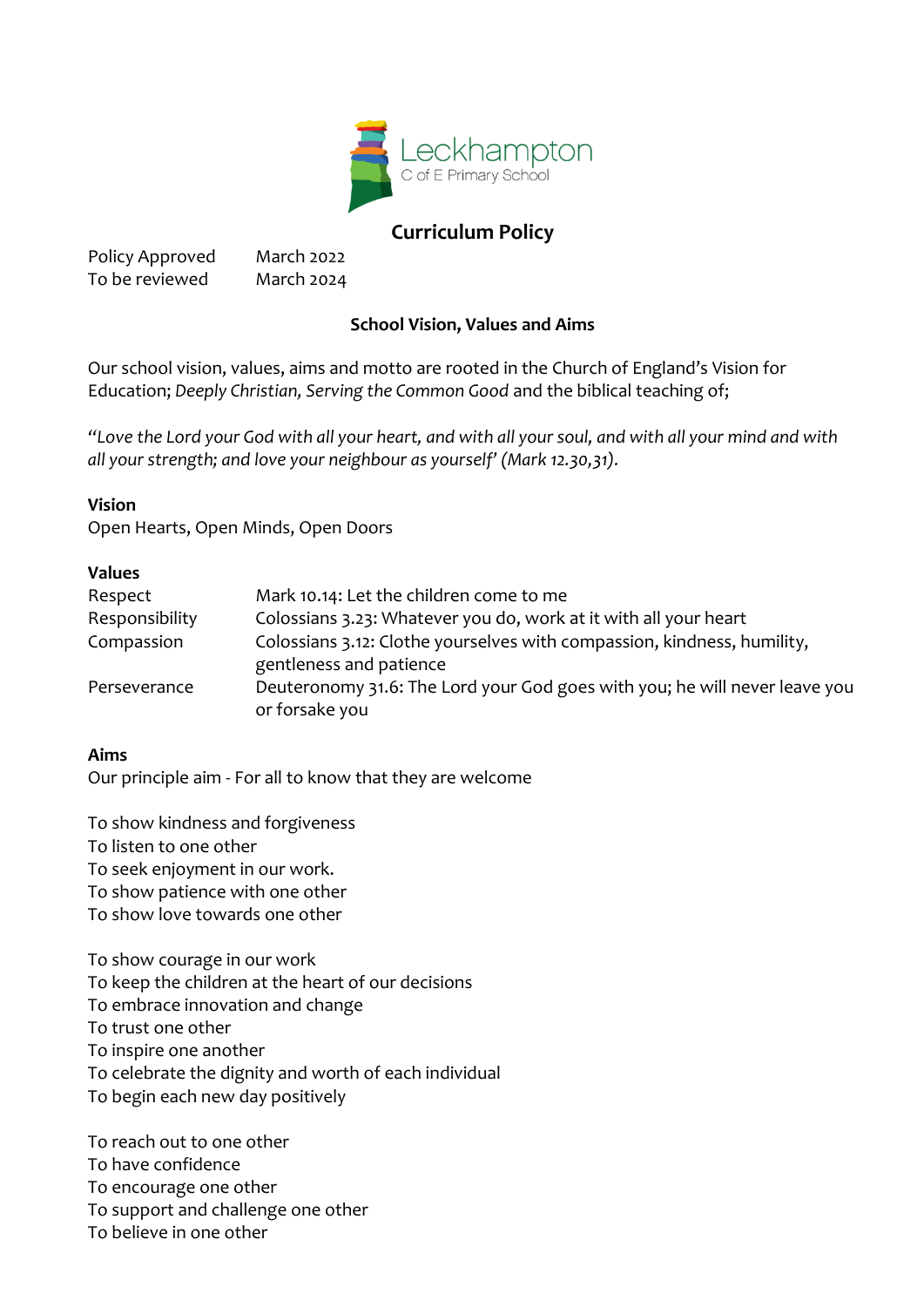Leckhampton
C of E Primary School

# Curriculum Policy

| | |
|---|---|
| Policy Approved | March 2022 |
| To be reviewed | March 2024 |

## School Vision, Values and Aims

Our school vision, values, aims and motto are rooted in the Church of England's Vision for Education; *Deeply Christian, Serving the Common Good* and the biblical teaching of;

*"Love the Lord your God with all your heart, and with all your soul, and with all your mind and with all your strength; and love your neighbour as yourself' (Mark 12.30,31).*

**Vision**

Open Hearts, Open Minds, Open Doors

**Values**

| | |
|---|---|
| Respect | Mark 10.14: Let the children come to me |
| Responsibility | Colossians 3.23: Whatever you do, work at it with all your heart |
| Compassion | Colossians 3.12: Clothe yourselves with compassion, kindness, humility, gentleness and patience |
| Perseverance | Deuteronomy 31.6: The Lord your God goes with you; he will never leave you or forsake you |

**Aims**

Our principle aim - For all to know that they are welcome

To show kindness and forgiveness
To listen to one other
To seek enjoyment in our work.
To show patience with one other
To show love towards one other

To show courage in our work
To keep the children at the heart of our decisions
To embrace innovation and change
To trust one other
To inspire one another
To celebrate the dignity and worth of each individual
To begin each new day positively

To reach out to one other
To have confidence
To encourage one other
To support and challenge one other
To believe in one other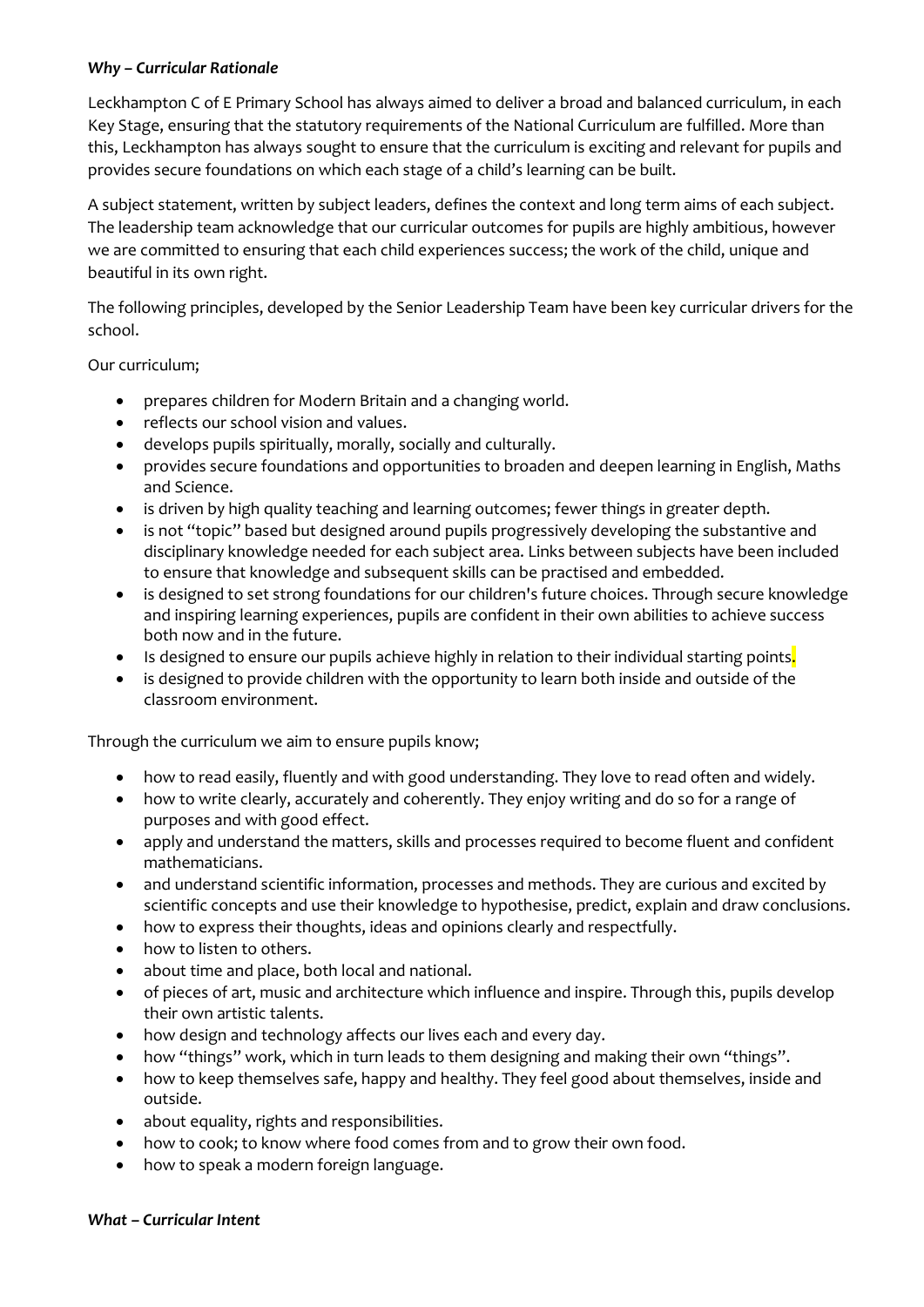***Why – Curricular Rationale***

Leckhampton C of E Primary School has always aimed to deliver a broad and balanced curriculum, in each Key Stage, ensuring that the statutory requirements of the National Curriculum are fulfilled. More than this, Leckhampton has always sought to ensure that the curriculum is exciting and relevant for pupils and provides secure foundations on which each stage of a child's learning can be built.

A subject statement, written by subject leaders, defines the context and long term aims of each subject. The leadership team acknowledge that our curricular outcomes for pupils are highly ambitious, however we are committed to ensuring that each child experiences success; the work of the child, unique and beautiful in its own right.

The following principles, developed by the Senior Leadership Team have been key curricular drivers for the school.

Our curriculum;

- prepares children for Modern Britain and a changing world.
- reflects our school vision and values.
- develops pupils spiritually, morally, socially and culturally.
- provides secure foundations and opportunities to broaden and deepen learning in English, Maths and Science.
- is driven by high quality teaching and learning outcomes; fewer things in greater depth.
- is not "topic" based but designed around pupils progressively developing the substantive and disciplinary knowledge needed for each subject area. Links between subjects have been included to ensure that knowledge and subsequent skills can be practised and embedded.
- is designed to set strong foundations for our children's future choices. Through secure knowledge and inspiring learning experiences, pupils are confident in their own abilities to achieve success both now and in the future.
- Is designed to ensure our pupils achieve highly in relation to their individual starting points.
- is designed to provide children with the opportunity to learn both inside and outside of the classroom environment.

Through the curriculum we aim to ensure pupils know;

- how to read easily, fluently and with good understanding. They love to read often and widely.
- how to write clearly, accurately and coherently. They enjoy writing and do so for a range of purposes and with good effect.
- apply and understand the matters, skills and processes required to become fluent and confident mathematicians.
- and understand scientific information, processes and methods. They are curious and excited by scientific concepts and use their knowledge to hypothesise, predict, explain and draw conclusions.
- how to express their thoughts, ideas and opinions clearly and respectfully.
- how to listen to others.
- about time and place, both local and national.
- of pieces of art, music and architecture which influence and inspire. Through this, pupils develop their own artistic talents.
- how design and technology affects our lives each and every day.
- how "things" work, which in turn leads to them designing and making their own "things".
- how to keep themselves safe, happy and healthy. They feel good about themselves, inside and outside.
- about equality, rights and responsibilities.
- how to cook; to know where food comes from and to grow their own food.
- how to speak a modern foreign language.

***What – Curricular Intent***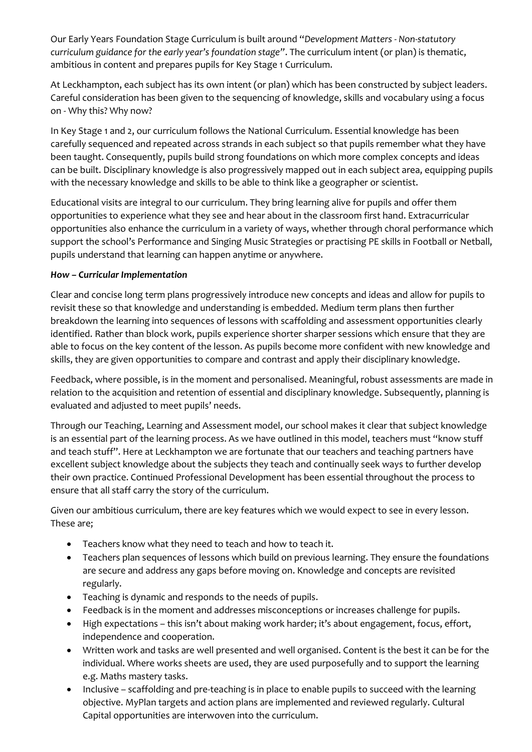Our Early Years Foundation Stage Curriculum is built around "*Development Matters - Non-statutory curriculum guidance for the early year's foundation stage*". The curriculum intent (or plan) is thematic, ambitious in content and prepares pupils for Key Stage 1 Curriculum.

At Leckhampton, each subject has its own intent (or plan) which has been constructed by subject leaders. Careful consideration has been given to the sequencing of knowledge, skills and vocabulary using a focus on - Why this? Why now?

In Key Stage 1 and 2, our curriculum follows the National Curriculum. Essential knowledge has been carefully sequenced and repeated across strands in each subject so that pupils remember what they have been taught. Consequently, pupils build strong foundations on which more complex concepts and ideas can be built. Disciplinary knowledge is also progressively mapped out in each subject area, equipping pupils with the necessary knowledge and skills to be able to think like a geographer or scientist.

Educational visits are integral to our curriculum. They bring learning alive for pupils and offer them opportunities to experience what they see and hear about in the classroom first hand. Extracurricular opportunities also enhance the curriculum in a variety of ways, whether through choral performance which support the school's Performance and Singing Music Strategies or practising PE skills in Football or Netball, pupils understand that learning can happen anytime or anywhere.

***How – Curricular Implementation***

Clear and concise long term plans progressively introduce new concepts and ideas and allow for pupils to revisit these so that knowledge and understanding is embedded. Medium term plans then further breakdown the learning into sequences of lessons with scaffolding and assessment opportunities clearly identified. Rather than block work, pupils experience shorter sharper sessions which ensure that they are able to focus on the key content of the lesson. As pupils become more confident with new knowledge and skills, they are given opportunities to compare and contrast and apply their disciplinary knowledge.

Feedback, where possible, is in the moment and personalised. Meaningful, robust assessments are made in relation to the acquisition and retention of essential and disciplinary knowledge. Subsequently, planning is evaluated and adjusted to meet pupils' needs.

Through our Teaching, Learning and Assessment model, our school makes it clear that subject knowledge is an essential part of the learning process. As we have outlined in this model, teachers must "know stuff and teach stuff". Here at Leckhampton we are fortunate that our teachers and teaching partners have excellent subject knowledge about the subjects they teach and continually seek ways to further develop their own practice. Continued Professional Development has been essential throughout the process to ensure that all staff carry the story of the curriculum.

Given our ambitious curriculum, there are key features which we would expect to see in every lesson. These are;

- Teachers know what they need to teach and how to teach it.
- Teachers plan sequences of lessons which build on previous learning. They ensure the foundations are secure and address any gaps before moving on. Knowledge and concepts are revisited regularly.
- Teaching is dynamic and responds to the needs of pupils.
- Feedback is in the moment and addresses misconceptions or increases challenge for pupils.
- High expectations – this isn't about making work harder; it's about engagement, focus, effort, independence and cooperation.
- Written work and tasks are well presented and well organised. Content is the best it can be for the individual. Where works sheets are used, they are used purposefully and to support the learning e.g. Maths mastery tasks.
- Inclusive – scaffolding and pre-teaching is in place to enable pupils to succeed with the learning objective. MyPlan targets and action plans are implemented and reviewed regularly. Cultural Capital opportunities are interwoven into the curriculum.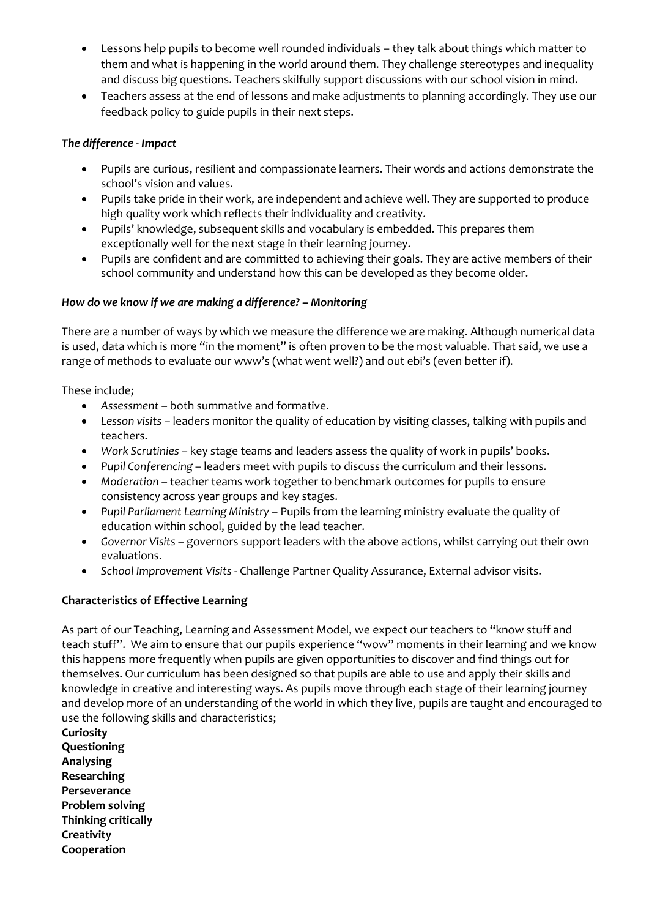- Lessons help pupils to become well rounded individuals – they talk about things which matter to them and what is happening in the world around them. They challenge stereotypes and inequality and discuss big questions. Teachers skilfully support discussions with our school vision in mind.
- Teachers assess at the end of lessons and make adjustments to planning accordingly. They use our feedback policy to guide pupils in their next steps.

***The difference - Impact***

- Pupils are curious, resilient and compassionate learners. Their words and actions demonstrate the school's vision and values.
- Pupils take pride in their work, are independent and achieve well. They are supported to produce high quality work which reflects their individuality and creativity.
- Pupils' knowledge, subsequent skills and vocabulary is embedded. This prepares them exceptionally well for the next stage in their learning journey.
- Pupils are confident and are committed to achieving their goals. They are active members of their school community and understand how this can be developed as they become older.

***How do we know if we are making a difference? – Monitoring***

There are a number of ways by which we measure the difference we are making. Although numerical data is used, data which is more "in the moment" is often proven to be the most valuable. That said, we use a range of methods to evaluate our www's (what went well?) and out ebi's (even better if).

These include;

- *Assessment* – both summative and formative.
- *Lesson visits* – leaders monitor the quality of education by visiting classes, talking with pupils and teachers.
- *Work Scrutinies* – key stage teams and leaders assess the quality of work in pupils' books.
- *Pupil Conferencing* – leaders meet with pupils to discuss the curriculum and their lessons.
- *Moderation* – teacher teams work together to benchmark outcomes for pupils to ensure consistency across year groups and key stages.
- *Pupil Parliament Learning Ministry* – Pupils from the learning ministry evaluate the quality of education within school, guided by the lead teacher.
- *Governor Visits* – governors support leaders with the above actions, whilst carrying out their own evaluations.
- *School Improvement Visits* - Challenge Partner Quality Assurance, External advisor visits.

**Characteristics of Effective Learning**

As part of our Teaching, Learning and Assessment Model, we expect our teachers to "know stuff and teach stuff". We aim to ensure that our pupils experience "wow" moments in their learning and we know this happens more frequently when pupils are given opportunities to discover and find things out for themselves. Our curriculum has been designed so that pupils are able to use and apply their skills and knowledge in creative and interesting ways. As pupils move through each stage of their learning journey and develop more of an understanding of the world in which they live, pupils are taught and encouraged to use the following skills and characteristics;

**Curiosity**
**Questioning**
**Analysing**
**Researching**
**Perseverance**
**Problem solving**
**Thinking critically**
**Creativity**
**Cooperation**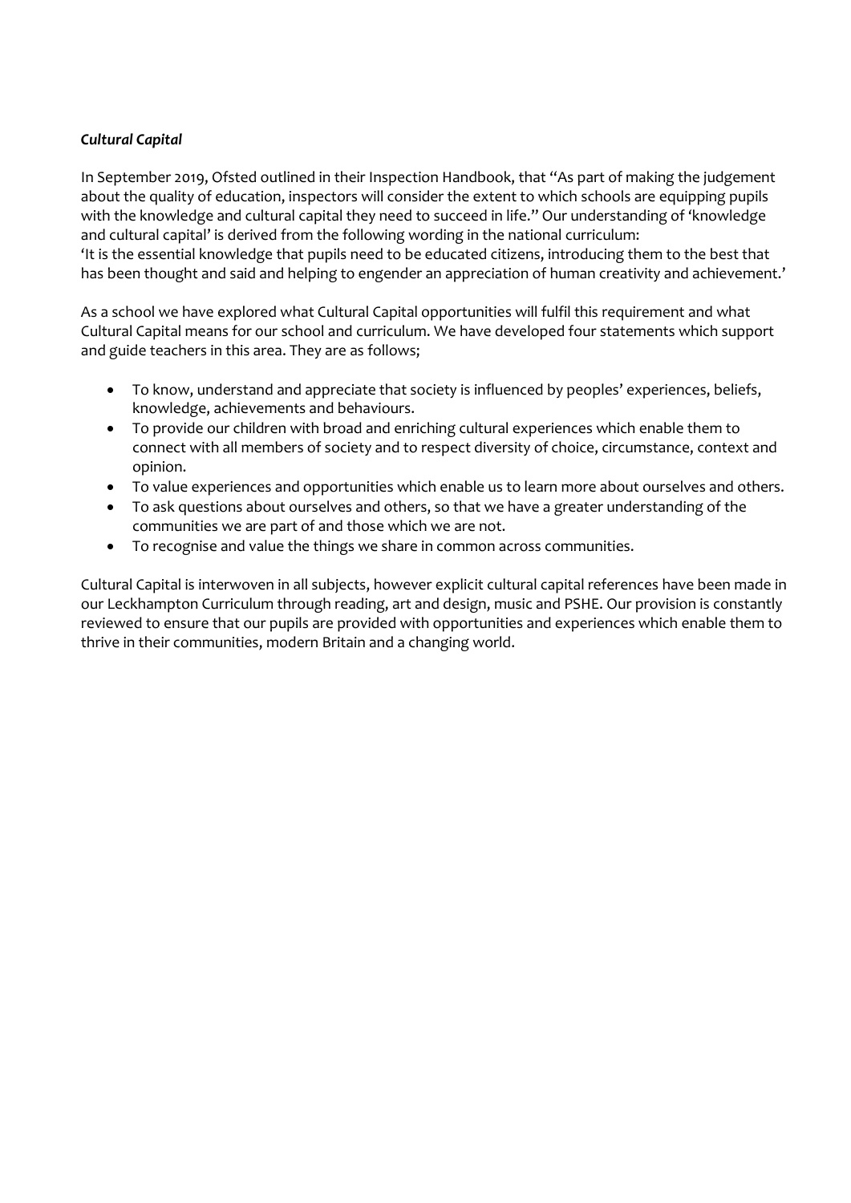***Cultural Capital***

In September 2019, Ofsted outlined in their Inspection Handbook, that "As part of making the judgement about the quality of education, inspectors will consider the extent to which schools are equipping pupils with the knowledge and cultural capital they need to succeed in life." Our understanding of 'knowledge and cultural capital' is derived from the following wording in the national curriculum:
'It is the essential knowledge that pupils need to be educated citizens, introducing them to the best that has been thought and said and helping to engender an appreciation of human creativity and achievement.'

As a school we have explored what Cultural Capital opportunities will fulfil this requirement and what Cultural Capital means for our school and curriculum. We have developed four statements which support and guide teachers in this area. They are as follows;

- To know, understand and appreciate that society is influenced by peoples' experiences, beliefs, knowledge, achievements and behaviours.
- To provide our children with broad and enriching cultural experiences which enable them to connect with all members of society and to respect diversity of choice, circumstance, context and opinion.
- To value experiences and opportunities which enable us to learn more about ourselves and others.
- To ask questions about ourselves and others, so that we have a greater understanding of the communities we are part of and those which we are not.
- To recognise and value the things we share in common across communities.

Cultural Capital is interwoven in all subjects, however explicit cultural capital references have been made in our Leckhampton Curriculum through reading, art and design, music and PSHE. Our provision is constantly reviewed to ensure that our pupils are provided with opportunities and experiences which enable them to thrive in their communities, modern Britain and a changing world.